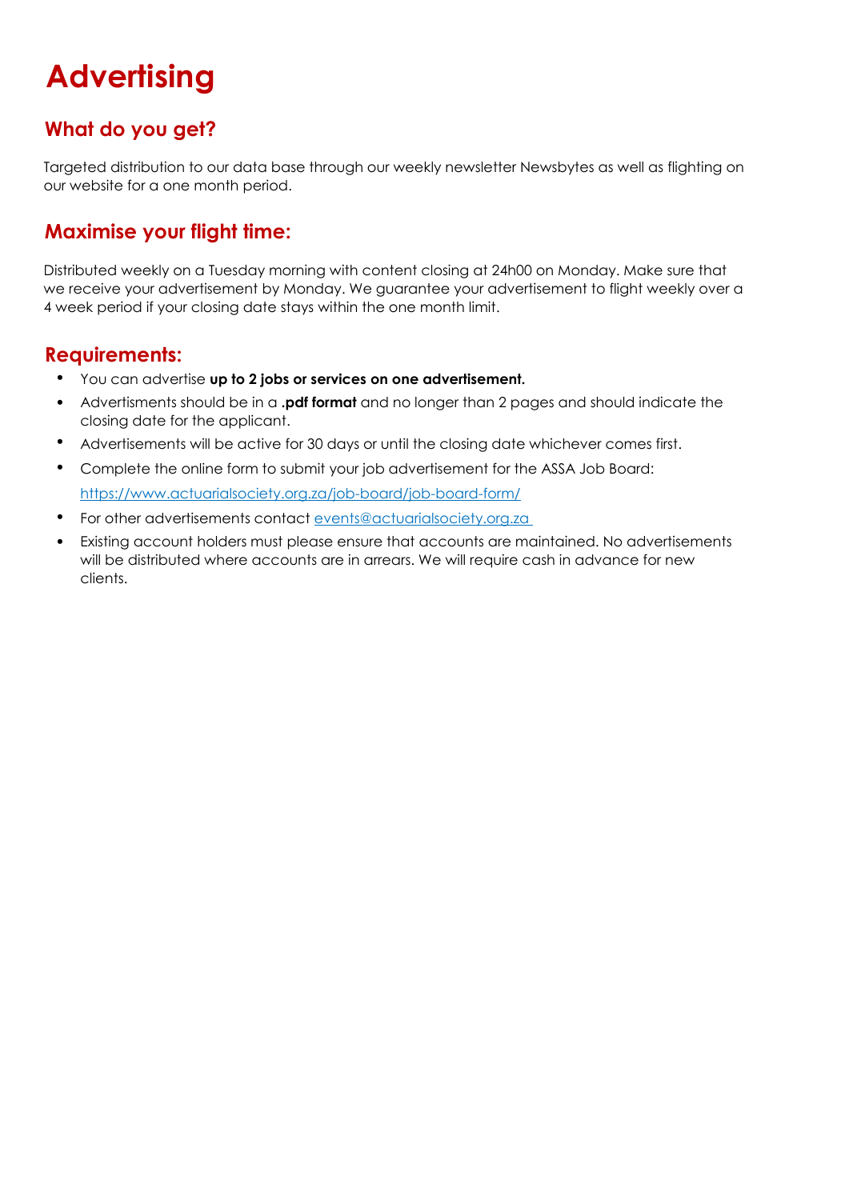# Advertising

## What do you get?

Targeted distribution to our data base through our weekly newsletter Newsbytes as well as flighting on our website for a one month period.

## Maximise your flight time:

Distributed weekly on a Tuesday morning with content closing at 24h00 on Monday. Make sure that we receive your advertisement by Monday. We guarantee your advertisement to flight weekly over a 4 week period if your closing date stays within the one month limit.

## Requirements:

- You can advertise **up to 2 jobs or services on one advertisement.**
- Advertisments should be in a **.pdf format** and no longer than 2 pages and should indicate the closing date for the applicant.
- Advertisements will be active for 30 days or until the closing date whichever comes first.
- Complete the online form to submit your job advertisement for the ASSA Job Board: https://www.actuarialsociety.org.za/job-board/job-board-form/
- For other advertisements contact events@actuarialsociety.org.za
- Existing account holders must please ensure that accounts are maintained. No advertisements will be distributed where accounts are in arrears. We will require cash in advance for new clients.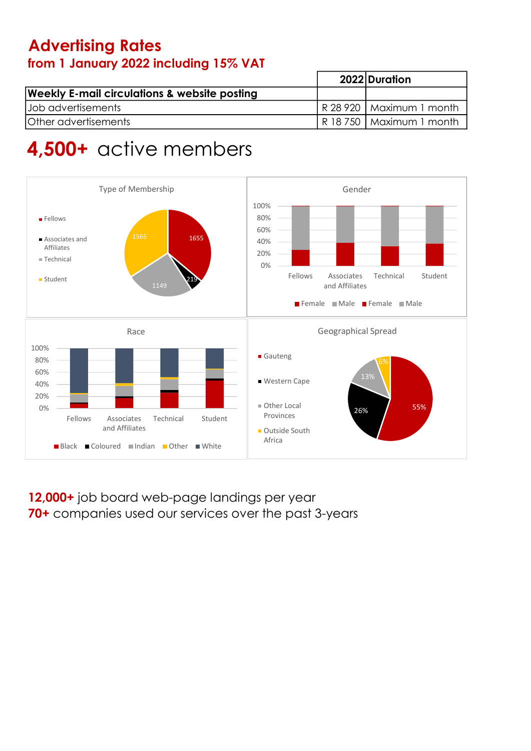# Advertising Rates

## from 1 January 2022 including 15% VAT

| | 2022 | Duration |
|---|---|---|
| **Weekly E-mail circulations & website posting** | | |
| Job advertisements | R 28 920 | Maximum 1 month |
| Other advertisements | R 18 750 | Maximum 1 month |

**4,500+** active members

Type of Membership

Fellows
Associates and Affiliates
Technical
Student

1655
219
1149
1565

Gender

100%
80%
60%
40%
20%
0%

Fellows
Associates and Affiliates
Technical
Student

Female
Male
Female
Male

Race

100%
80%
60%
40%
20%
0%

Fellows
Associates and Affiliates
Technical
Student

Black
Coloured
Indian
Other
White

Geographical Spread

Gauteng
Western Cape
Other Local Provinces
Outside South Africa

55%
26%
13%
6%

**12,000+** job board web-page landings per year

**70+** companies used our services over the past 3-years